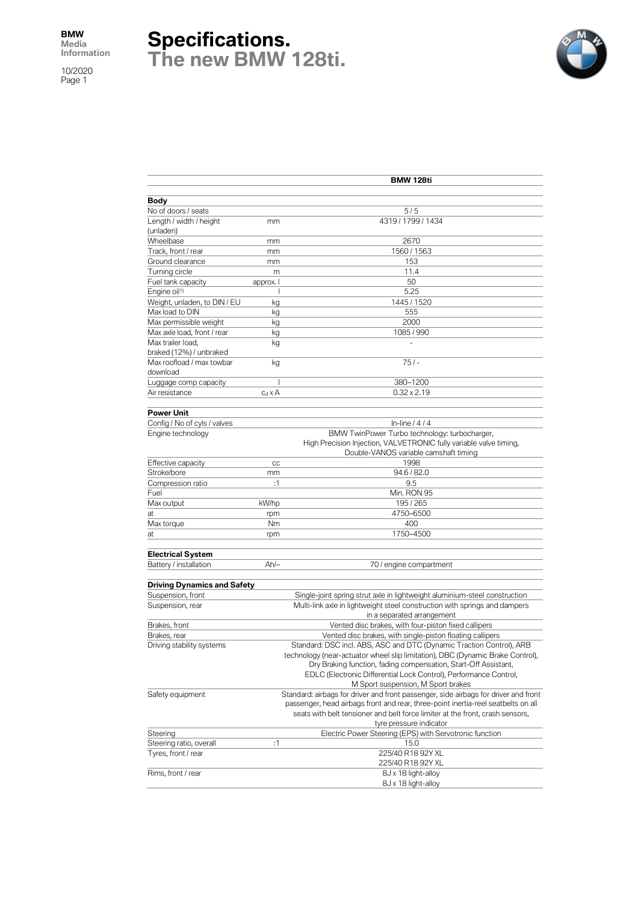# Specifications.
## The new BMW 128ti.

BMW Media Information
10/2020

| | | BMW 128ti |
|---|---|---|
| **Body** | | |
| No of doors / seats | | 5 / 5 |
| Length / width / height (unladen) | mm | 4319 / 1799 / 1434 |
| Wheelbase | mm | 2670 |
| Track, front / rear | mm | 1560 / 1563 |
| Ground clearance | mm | 153 |
| Turning circle | m | 11.4 |
| Fuel tank capacity | approx. l | 50 |
| Engine oil[1] | l | 5.25 |
| Weight, unladen, to DIN / EU | kg | 1445 / 1520 |
| Max load to DIN | kg | 555 |
| Max permissible weight | kg | 2000 |
| Max axle load, front / rear | kg | 1085 / 990 |
| Max trailer load, braked (12%) / unbraked | kg | - |
| Max roofload / max towbar download | kg | 75 / - |
| Luggage comp capacity | l | 380–1200 |
| Air resistance | $c_d$ x A | 0.32 x 2.19 |
| **Power Unit** | | |
| Config / No of cyls / valves | | In-line / 4 / 4 |
| Engine technology | | BMW TwinPower Turbo technology: turbocharger, High Precision Injection, VALVETRONIC fully variable valve timing, Double-VANOS variable camshaft timing |
| Effective capacity | cc | 1998 |
| Stroke/bore | mm | 94.6 / 82.0 |
| Compression ratio | :1 | 9.5 |
| Fuel | | Min. RON 95 |
| Max output | kW/hp | 195 / 265 |
| at | rpm | 4750–6500 |
| Max torque | Nm | 400 |
| at | rpm | 1750–4500 |
| **Electrical System** | | |
| Battery / installation | Ah/– | 70 / engine compartment |
| **Driving Dynamics and Safety** | | |
| Suspension, front | | Single-joint spring strut axle in lightweight aluminium-steel construction |
| Suspension, rear | | Multi-link axle in lightweight steel construction with springs and dampers in a separated arrangement |
| Brakes, front | | Vented disc brakes, with four-piston fixed callipers |
| Brakes, rear | | Vented disc brakes, with single-piston floating callipers |
| Driving stability systems | | Standard: DSC incl. ABS, ASC and DTC (Dynamic Traction Control), ARB technology (near-actuator wheel slip limitation), DBC (Dynamic Brake Control), Dry Braking function, fading compensation, Start-Off Assistant, EDLC (Electronic Differential Lock Control), Performance Control, M Sport suspension, M Sport brakes |
| Safety equipment | | Standard: airbags for driver and front passenger, side airbags for driver and front passenger, head airbags front and rear, three-point inertia-reel seatbelts on all seats with belt tensioner and belt force limiter at the front, crash sensors, tyre pressure indicator |
| Steering | | Electric Power Steering (EPS) with Servotronic function |
| Steering ratio, overall | :1 | 15.0 |
| Tyres, front / rear | | 225/40 R18 92Y XL<br>225/40 R18 92Y XL |
| Rims, front / rear | | 8J x 18 light-alloy<br>8J x 18 light-alloy |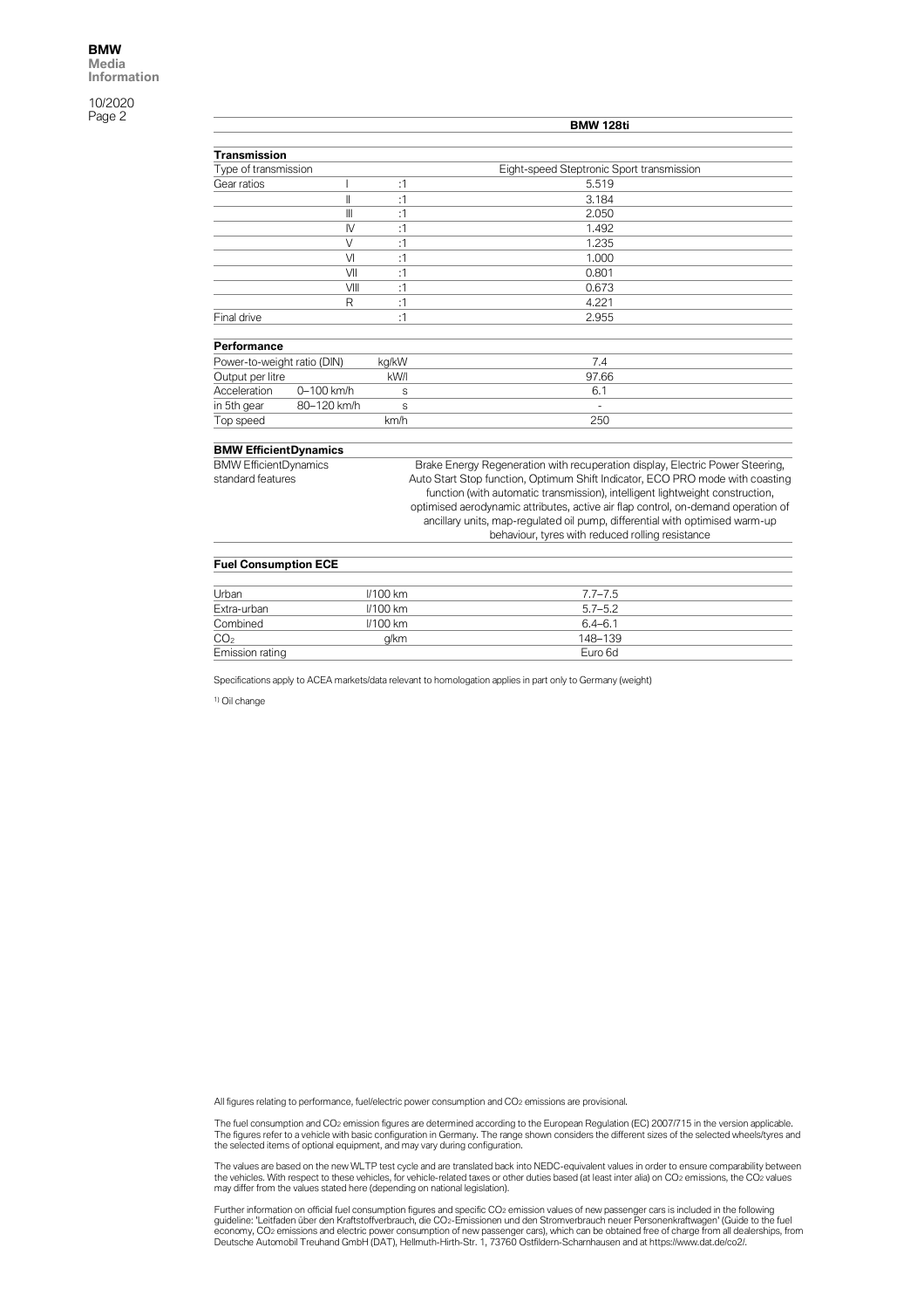| | | | BMW 128ti |
|---|---|---|---|
| **Transmission** | | | |
| Type of transmission | | | Eight-speed Steptronic Sport transmission |
| Gear ratios | I | :1 | 5.519 |
| | II | :1 | 3.184 |
| | III | :1 | 2.050 |
| | IV | :1 | 1.492 |
| | V | :1 | 1.235 |
| | VI | :1 | 1.000 |
| | VII | :1 | 0.801 |
| | VIII | :1 | 0.673 |
| | R | :1 | 4.221 |
| Final drive | | :1 | 2.955 |
| **Performance** | | | |
| Power-to-weight ratio (DIN) | | kg/kW | 7.4 |
| Output per litre | | kW/l | 97.66 |
| Acceleration | 0–100 km/h | s | 6.1 |
| in 5th gear | 80–120 km/h | s | - |
| Top speed | | km/h | 250 |
| **BMW EfficientDynamics** | | | |
| BMW EfficientDynamics standard features | | | Brake Energy Regeneration with recuperation display, Electric Power Steering, Auto Start Stop function, Optimum Shift Indicator, ECO PRO mode with coasting function (with automatic transmission), intelligent lightweight construction, optimised aerodynamic attributes, active air flap control, on-demand operation of ancillary units, map-regulated oil pump, differential with optimised warm-up behaviour, tyres with reduced rolling resistance |
| **Fuel Consumption ECE** | | | |
| Urban | | l/100 km | 7.7–7.5 |
| Extra-urban | | l/100 km | 5.7–5.2 |
| Combined | | l/100 km | 6.4–6.1 |
| $CO_2$ | | g/km | 148–139 |
| Emission rating | | | Euro 6d |

Specifications apply to ACEA markets/data relevant to homologation applies in part only to Germany (weight)

[1] Oil change

All figures relating to performance, fuel/electric power consumption and $CO_2$ emissions are provisional.

The fuel consumption and $CO_2$ emission figures are determined according to the European Regulation (EC) 2007/715 in the version applicable. The figures refer to a vehicle with basic configuration in Germany. The range shown considers the different sizes of the selected wheels/tyres and the selected items of optional equipment, and may vary during configuration.

The values are based on the new WLTP test cycle and are translated back into NEDC-equivalent values in order to ensure comparability between the vehicles. With respect to these vehicles, for vehicle-related taxes or other duties based (at least inter alia) on $CO_2$ emissions, the $CO_2$ values may differ from the values stated here (depending on national legislation).

Further information on official fuel consumption figures and specific $CO_2$ emission values of new passenger cars is included in the following guideline: 'Leitfaden über den Kraftstoffverbrauch, die $CO_2$-Emissionen und den Stromverbrauch neuer Personenkraftwagen' (Guide to the fuel economy, $CO_2$ emissions and electric power consumption of new passenger cars), which can be obtained free of charge from all dealerships, from Deutsche Automobil Treuhand GmbH (DAT), Hellmuth-Hirth-Str. 1, 73760 Ostfildern-Scharnhausen and at https://www.dat.de/co2/.